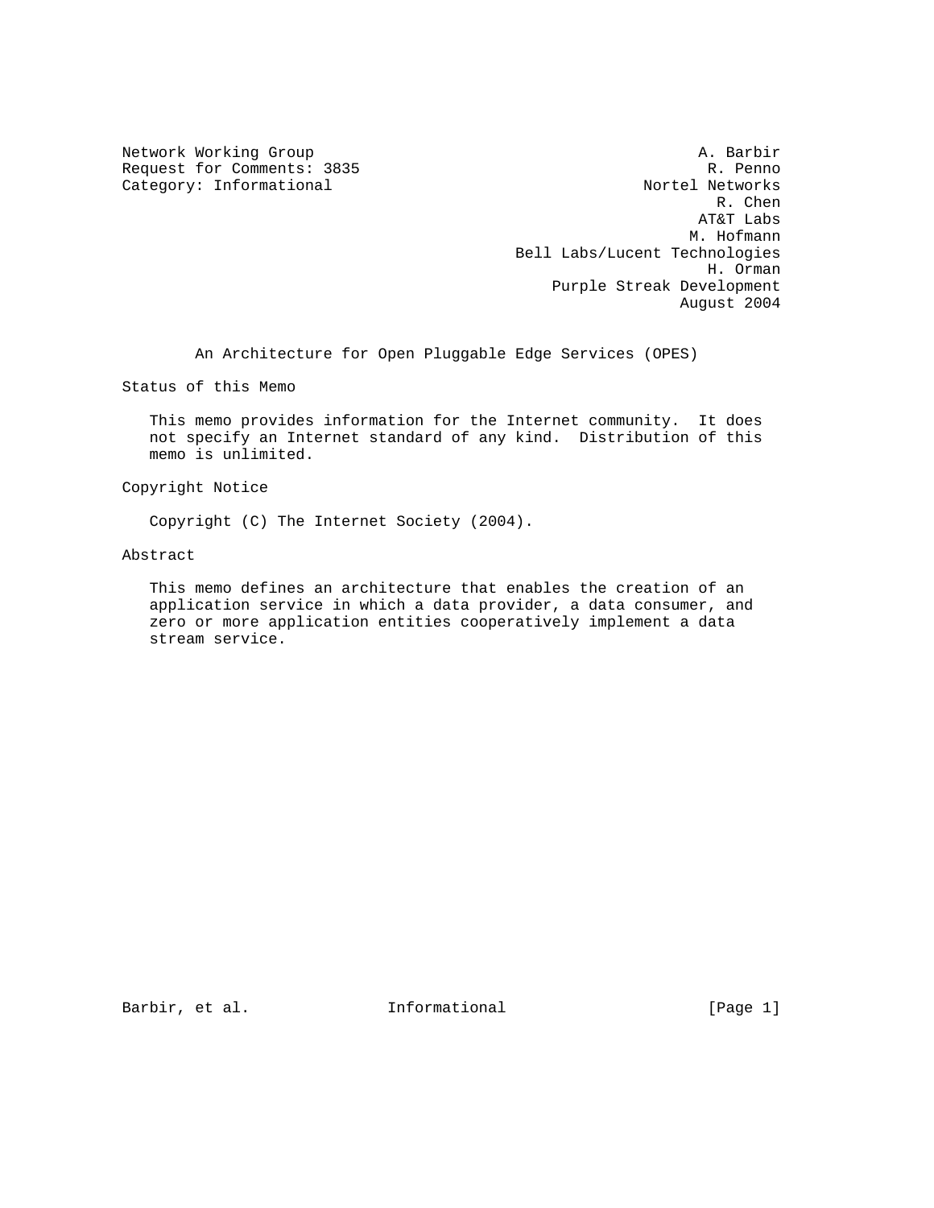Network Working Group A. Barbir
Request for Comments: 3835 R. Penno
Category: Informational Nortel Networks
R. Chen
AT&T Labs
M. Hofmann
Bell Labs/Lucent Technologies
H. Orman
Purple Streak Development
August 2004

# An Architecture for Open Pluggable Edge Services (OPES)

## Status of this Memo

This memo provides information for the Internet community. It does not specify an Internet standard of any kind. Distribution of this memo is unlimited.

## Copyright Notice

Copyright (C) The Internet Society (2004).

## Abstract

This memo defines an architecture that enables the creation of an application service in which a data provider, a data consumer, and zero or more application entities cooperatively implement a data stream service.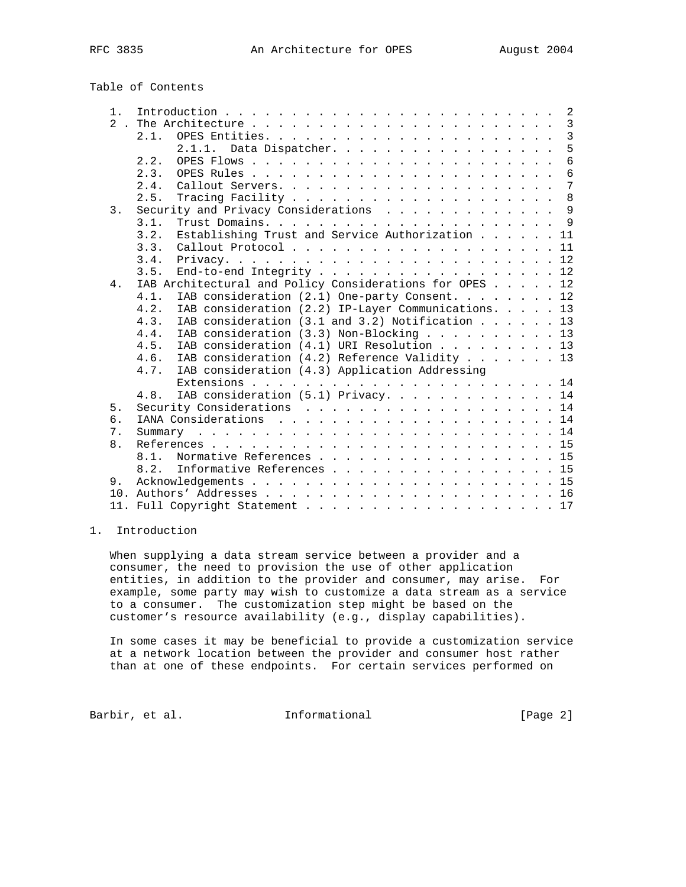Table of Contents

```
   1.  Introduction . . . . . . . . . . . . . . . . . . . . . . . . .  2
   2 . The Architecture . . . . . . . . . . . . . . . . . . . . . . .  3
       2.1.  OPES Entities. . . . . . . . . . . . . . . . . . . . . .  3
             2.1.1.  Data Dispatcher. . . . . . . . . . . . . . . . .  5
       2.2.  OPES Flows . . . . . . . . . . . . . . . . . . . . . . .  6
       2.3.  OPES Rules . . . . . . . . . . . . . . . . . . . . . . .  6
       2.4.  Callout Servers. . . . . . . . . . . . . . . . . . . . .  7
       2.5.  Tracing Facility . . . . . . . . . . . . . . . . . . . .  8
   3.  Security and Privacy Considerations  . . . . . . . . . . . . .  9
       3.1.  Trust Domains. . . . . . . . . . . . . . . . . . . . . .  9
       3.2.  Establishing Trust and Service Authorization . . . . . . 11
       3.3.  Callout Protocol . . . . . . . . . . . . . . . . . . . . 11
       3.4.  Privacy. . . . . . . . . . . . . . . . . . . . . . . . . 12
       3.5.  End-to-end Integrity . . . . . . . . . . . . . . . . . . 12
   4.  IAB Architectural and Policy Considerations for OPES . . . . . 12
       4.1.  IAB consideration (2.1) One-party Consent. . . . . . . . 12
       4.2.  IAB consideration (2.2) IP-Layer Communications. . . . . 13
       4.3.  IAB consideration (3.1 and 3.2) Notification . . . . . . 13
       4.4.  IAB consideration (3.3) Non-Blocking . . . . . . . . . . 13
       4.5.  IAB consideration (4.1) URI Resolution . . . . . . . . . 13
       4.6.  IAB consideration (4.2) Reference Validity . . . . . . . 13
       4.7.  IAB consideration (4.3) Application Addressing
             Extensions . . . . . . . . . . . . . . . . . . . . . . . 14
       4.8.  IAB consideration (5.1) Privacy. . . . . . . . . . . . . 14
   5.  Security Considerations  . . . . . . . . . . . . . . . . . . . 14
   6.  IANA Considerations  . . . . . . . . . . . . . . . . . . . . . 14
   7.  Summary  . . . . . . . . . . . . . . . . . . . . . . . . . . . 14
   8.  References . . . . . . . . . . . . . . . . . . . . . . . . . . 15
       8.1.  Normative References . . . . . . . . . . . . . . . . . . 15
       8.2.  Informative References . . . . . . . . . . . . . . . . . 15
   9.  Acknowledgements . . . . . . . . . . . . . . . . . . . . . . . 15
   10. Authors' Addresses . . . . . . . . . . . . . . . . . . . . . . 16
   11. Full Copyright Statement . . . . . . . . . . . . . . . . . . . 17
```

## 1. Introduction

When supplying a data stream service between a provider and a consumer, the need to provision the use of other application entities, in addition to the provider and consumer, may arise. For example, some party may wish to customize a data stream as a service to a consumer. The customization step might be based on the customer's resource availability (e.g., display capabilities).

In some cases it may be beneficial to provide a customization service at a network location between the provider and consumer host rather than at one of these endpoints. For certain services performed on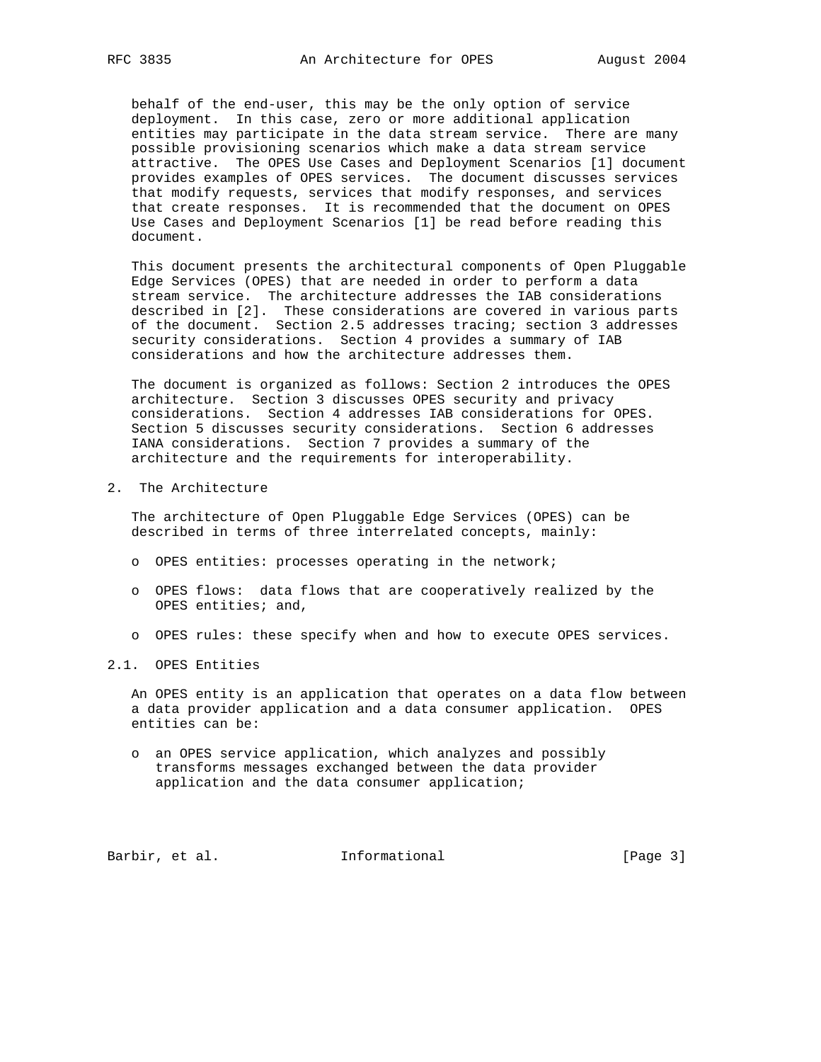behalf of the end-user, this may be the only option of service deployment. In this case, zero or more additional application entities may participate in the data stream service. There are many possible provisioning scenarios which make a data stream service attractive. The OPES Use Cases and Deployment Scenarios [1] document provides examples of OPES services. The document discusses services that modify requests, services that modify responses, and services that create responses. It is recommended that the document on OPES Use Cases and Deployment Scenarios [1] be read before reading this document.

This document presents the architectural components of Open Pluggable Edge Services (OPES) that are needed in order to perform a data stream service. The architecture addresses the IAB considerations described in [2]. These considerations are covered in various parts of the document. Section 2.5 addresses tracing; section 3 addresses security considerations. Section 4 provides a summary of IAB considerations and how the architecture addresses them.

The document is organized as follows: Section 2 introduces the OPES architecture. Section 3 discusses OPES security and privacy considerations. Section 4 addresses IAB considerations for OPES. Section 5 discusses security considerations. Section 6 addresses IANA considerations. Section 7 provides a summary of the architecture and the requirements for interoperability.

## 2. The Architecture

The architecture of Open Pluggable Edge Services (OPES) can be described in terms of three interrelated concepts, mainly:

- OPES entities: processes operating in the network;
- OPES flows: data flows that are cooperatively realized by the OPES entities; and,
- OPES rules: these specify when and how to execute OPES services.

### 2.1. OPES Entities

An OPES entity is an application that operates on a data flow between a data provider application and a data consumer application. OPES entities can be:

- an OPES service application, which analyzes and possibly transforms messages exchanged between the data provider application and the data consumer application;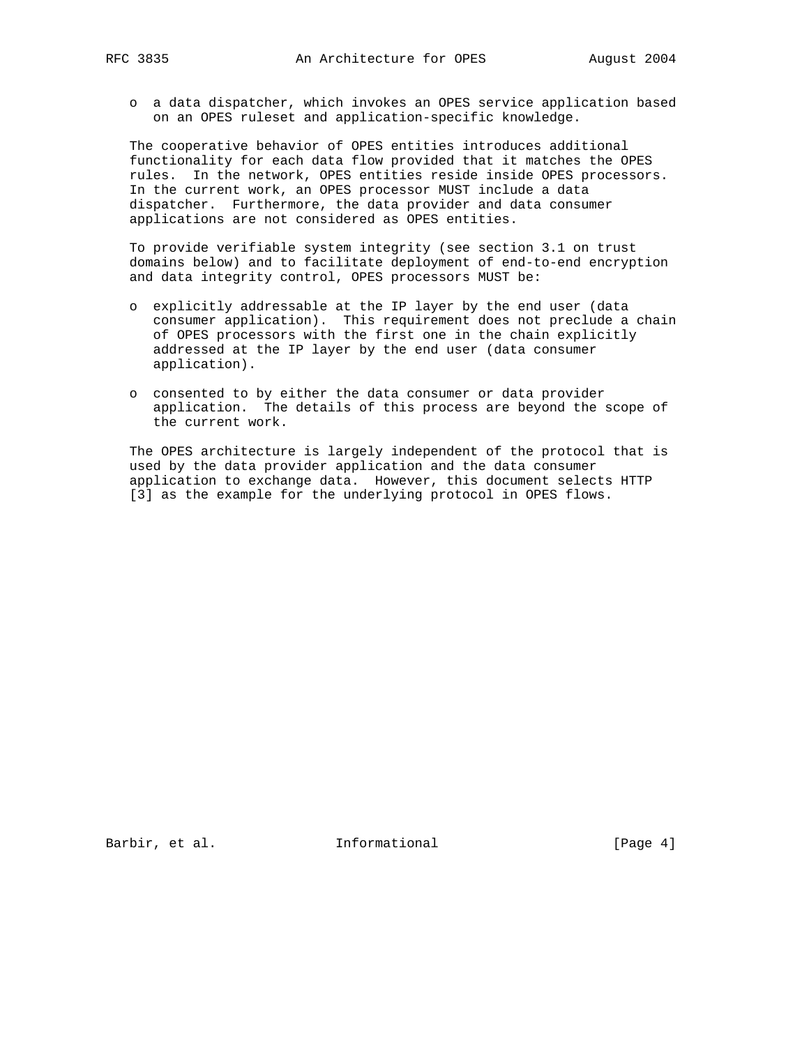- a data dispatcher, which invokes an OPES service application based on an OPES ruleset and application-specific knowledge.

The cooperative behavior of OPES entities introduces additional functionality for each data flow provided that it matches the OPES rules. In the network, OPES entities reside inside OPES processors. In the current work, an OPES processor MUST include a data dispatcher. Furthermore, the data provider and data consumer applications are not considered as OPES entities.

To provide verifiable system integrity (see section 3.1 on trust domains below) and to facilitate deployment of end-to-end encryption and data integrity control, OPES processors MUST be:

- explicitly addressable at the IP layer by the end user (data consumer application). This requirement does not preclude a chain of OPES processors with the first one in the chain explicitly addressed at the IP layer by the end user (data consumer application).

- consented to by either the data consumer or data provider application. The details of this process are beyond the scope of the current work.

The OPES architecture is largely independent of the protocol that is used by the data provider application and the data consumer application to exchange data. However, this document selects HTTP [3] as the example for the underlying protocol in OPES flows.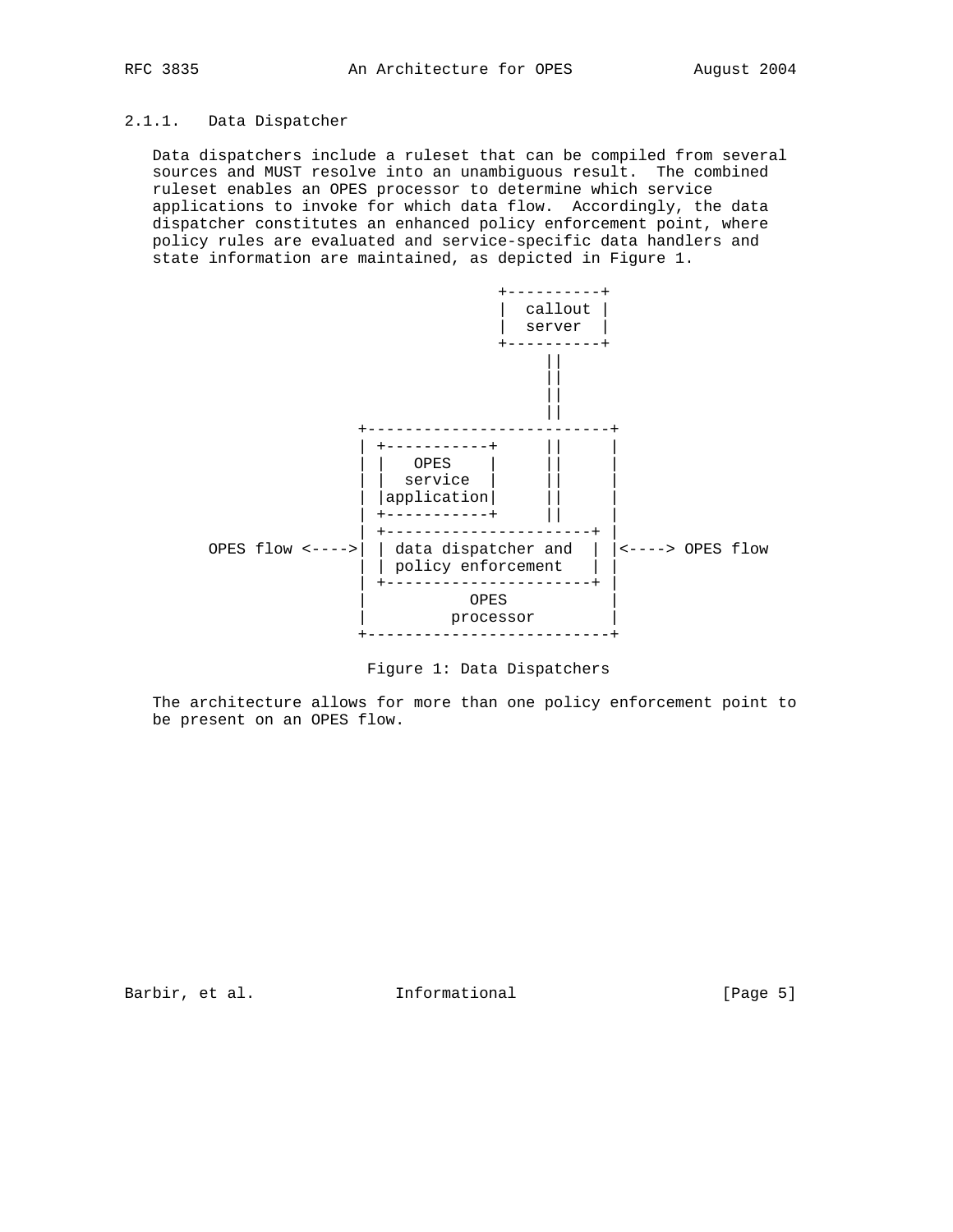### 2.1.1. Data Dispatcher

Data dispatchers include a ruleset that can be compiled from several sources and MUST resolve into an unambiguous result. The combined ruleset enables an OPES processor to determine which service applications to invoke for which data flow. Accordingly, the data dispatcher constitutes an enhanced policy enforcement point, where policy rules are evaluated and service-specific data handlers and state information are maintained, as depicted in Figure 1.

```
                                   +----------+
                                   |  callout |
                                   |  server  |
                                   +----------+
                                        ||
                                        ||
                                        ||
                                        ||
                      +--------------------------+
                      | +-----------+     ||     |
                      | |   OPES    |     ||     |
                      | |  service  |     ||     |
                      | |application|     ||     |
                      | +-----------+     ||     |
                      | +----------------------+ |
       OPES flow <---->| | data dispatcher and  | |<----> OPES flow
                      | | policy enforcement   | |
                      | +----------------------+ |
                      |           OPES           |
                      |         processor        |
                      +--------------------------+
```

Figure 1: Data Dispatchers

The architecture allows for more than one policy enforcement point to be present on an OPES flow.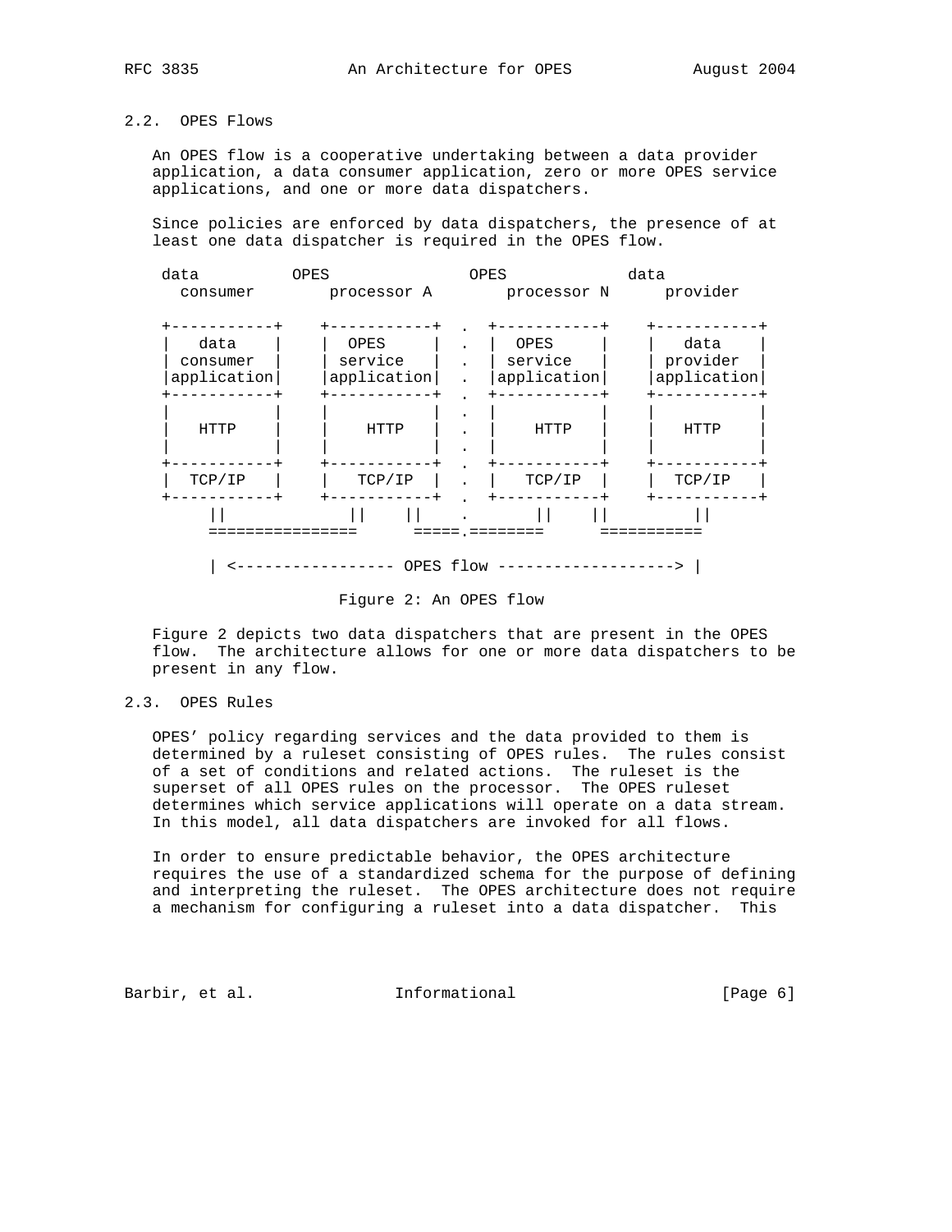### 2.2. OPES Flows

An OPES flow is a cooperative undertaking between a data provider application, a data consumer application, zero or more OPES service applications, and one or more data dispatchers.

Since policies are enforced by data dispatchers, the presence of at least one data dispatcher is required in the OPES flow.

```
 data          OPES              OPES            data
   consumer        processor A       processor N      provider

 +-----------+    +-----------+  .  +-----------+    +-----------+
 |   data    |    |  OPES     |  .  |  OPES     |    |   data    |
 | consumer  |    | service   |  .  | service   |    | provider  |
 |application|    |application|  .  |application|    |application|
 +-----------+    +-----------+  .  +-----------+    +-----------+
 |           |    |           |  .  |           |    |           |
 |   HTTP    |    |    HTTP   |  .  |    HTTP   |    |    HTTP   |
 |           |    |           |  .  |           |    |           |
 +-----------+    +-----------+  .  +-----------+    +-----------+
 |  TCP/IP   |    |   TCP/IP  |  .  |   TCP/IP  |    |   TCP/IP  |
 +-----------+    +-----------+  .  +-----------+    +-----------+
      ||              ||    ||   .        ||    ||         ||
      ================      =====.========      ===========

      | <----------------- OPES flow -------------------> |
```

Figure 2: An OPES flow

Figure 2 depicts two data dispatchers that are present in the OPES flow. The architecture allows for one or more data dispatchers to be present in any flow.

### 2.3. OPES Rules

OPES' policy regarding services and the data provided to them is determined by a ruleset consisting of OPES rules. The rules consist of a set of conditions and related actions. The ruleset is the superset of all OPES rules on the processor. The OPES ruleset determines which service applications will operate on a data stream. In this model, all data dispatchers are invoked for all flows.

In order to ensure predictable behavior, the OPES architecture requires the use of a standardized schema for the purpose of defining and interpreting the ruleset. The OPES architecture does not require a mechanism for configuring a ruleset into a data dispatcher. This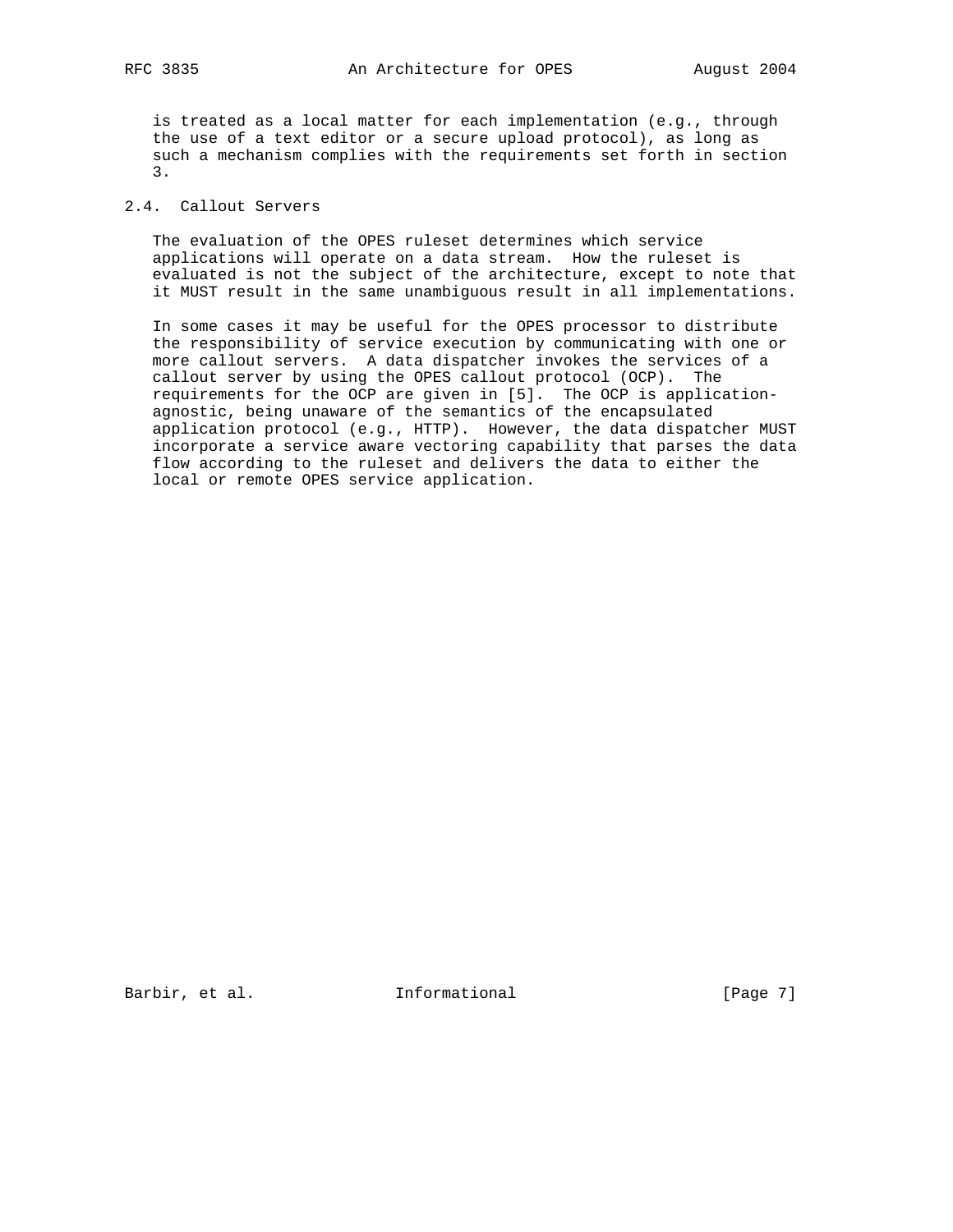is treated as a local matter for each implementation (e.g., through the use of a text editor or a secure upload protocol), as long as such a mechanism complies with the requirements set forth in section 3.

## 2.4. Callout Servers

The evaluation of the OPES ruleset determines which service applications will operate on a data stream. How the ruleset is evaluated is not the subject of the architecture, except to note that it MUST result in the same unambiguous result in all implementations.

In some cases it may be useful for the OPES processor to distribute the responsibility of service execution by communicating with one or more callout servers. A data dispatcher invokes the services of a callout server by using the OPES callout protocol (OCP). The requirements for the OCP are given in [5]. The OCP is application-agnostic, being unaware of the semantics of the encapsulated application protocol (e.g., HTTP). However, the data dispatcher MUST incorporate a service aware vectoring capability that parses the data flow according to the ruleset and delivers the data to either the local or remote OPES service application.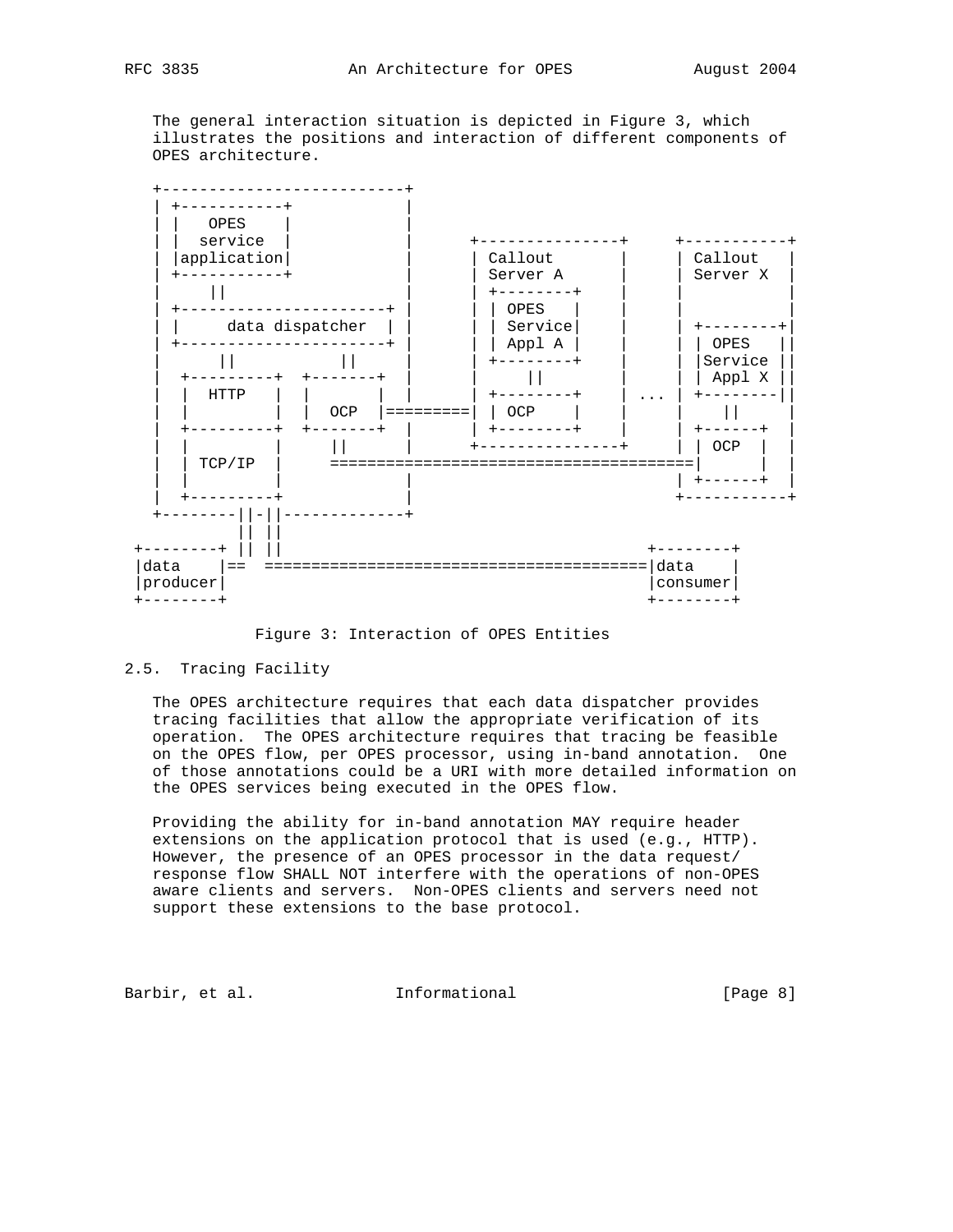The general interaction situation is depicted in Figure 3, which illustrates the positions and interaction of different components of OPES architecture.

```
+--------------------------+
| +-----------+            |
| |   OPES    |            |
| |  service  |            |      +----------------+     +-----------+
| |application|            |      | Callout        |     | Callout   |
| +-----------+            |      | Server A       |     | Server X  |
|      ||                  |      | +--------+     |     |           |
| +----------------------+ |      | | OPES   |     |     |           |
| |     data dispatcher  | |      | | Service|     |     | +--------+|
| +----------------------+ |      | | Appl A |     |     | | OPES   ||
|       ||          ||     |      | +--------+     |     | |Service ||
|  +---------+  +-------+  |      |     ||         |     | | Appl X ||
|  |  HTTP   |  |       |  |      | +--------+     | ... | +--------+|
|  |         |  |  OCP  |=========| | OCP    |     |     |    ||     |
|  +---------+  +-------+  |      | +--------+     |     | +------+  |
|  |         |     ||      |      +----------------+     | | OCP  |  |
|  | TCP/IP  |     =====================================|      |  |
|  |         |             |                             | +------+  |
|  +---------+             |                             +-----------+
+--------||-||-------------+
         || ||
+--------+ || ||                                    +--------+
|data    |==  ========================================|data    |
|producer|                                          |consumer|
+--------+                                          +--------+
```

Figure 3: Interaction of OPES Entities

## 2.5. Tracing Facility

The OPES architecture requires that each data dispatcher provides tracing facilities that allow the appropriate verification of its operation. The OPES architecture requires that tracing be feasible on the OPES flow, per OPES processor, using in-band annotation. One of those annotations could be a URI with more detailed information on the OPES services being executed in the OPES flow.

Providing the ability for in-band annotation MAY require header extensions on the application protocol that is used (e.g., HTTP). However, the presence of an OPES processor in the data request/response flow SHALL NOT interfere with the operations of non-OPES aware clients and servers. Non-OPES clients and servers need not support these extensions to the base protocol.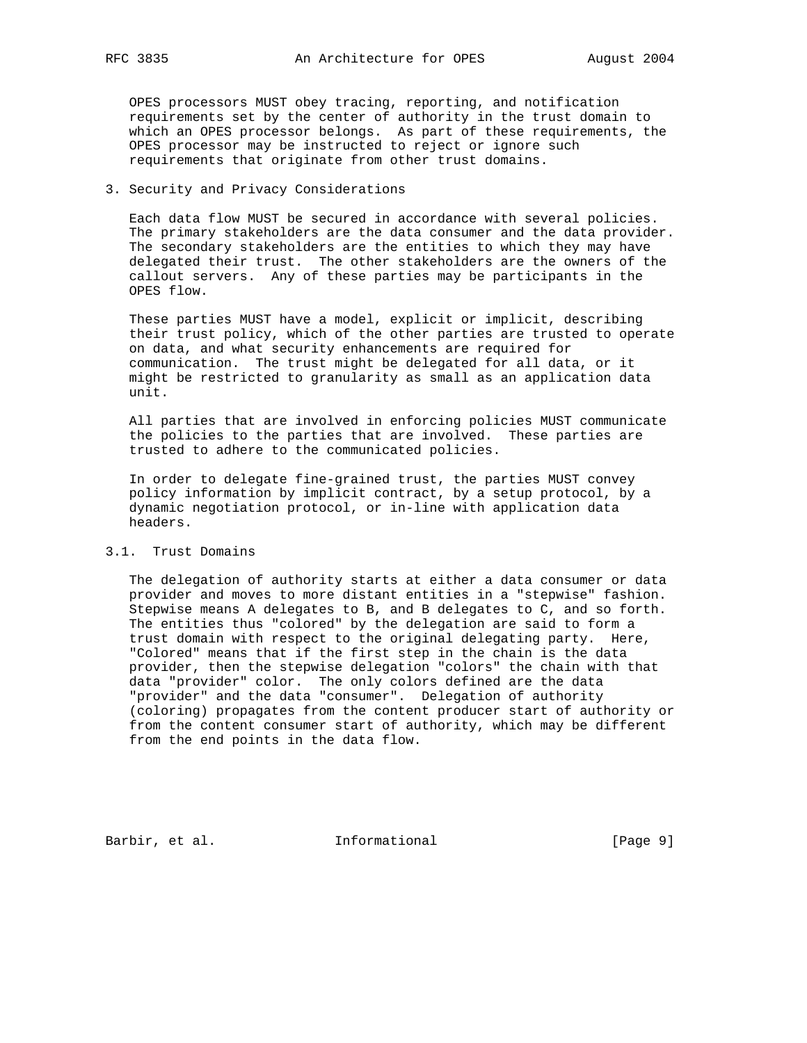OPES processors MUST obey tracing, reporting, and notification requirements set by the center of authority in the trust domain to which an OPES processor belongs. As part of these requirements, the OPES processor may be instructed to reject or ignore such requirements that originate from other trust domains.

## 3. Security and Privacy Considerations

Each data flow MUST be secured in accordance with several policies. The primary stakeholders are the data consumer and the data provider. The secondary stakeholders are the entities to which they may have delegated their trust. The other stakeholders are the owners of the callout servers. Any of these parties may be participants in the OPES flow.

These parties MUST have a model, explicit or implicit, describing their trust policy, which of the other parties are trusted to operate on data, and what security enhancements are required for communication. The trust might be delegated for all data, or it might be restricted to granularity as small as an application data unit.

All parties that are involved in enforcing policies MUST communicate the policies to the parties that are involved. These parties are trusted to adhere to the communicated policies.

In order to delegate fine-grained trust, the parties MUST convey policy information by implicit contract, by a setup protocol, by a dynamic negotiation protocol, or in-line with application data headers.

### 3.1. Trust Domains

The delegation of authority starts at either a data consumer or data provider and moves to more distant entities in a "stepwise" fashion. Stepwise means A delegates to B, and B delegates to C, and so forth. The entities thus "colored" by the delegation are said to form a trust domain with respect to the original delegating party. Here, "Colored" means that if the first step in the chain is the data provider, then the stepwise delegation "colors" the chain with that data "provider" color. The only colors defined are the data "provider" and the data "consumer". Delegation of authority (coloring) propagates from the content producer start of authority or from the content consumer start of authority, which may be different from the end points in the data flow.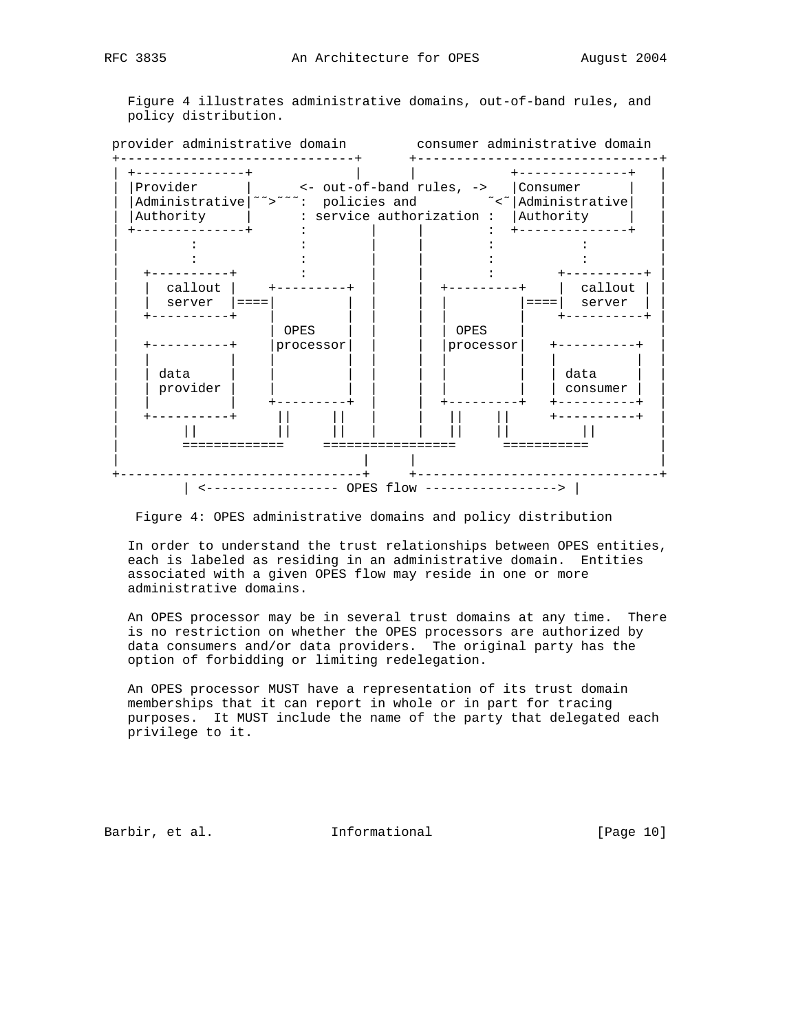Figure 4 illustrates administrative domains, out-of-band rules, and policy distribution.

```
 provider administrative domain         consumer administrative domain
 +------------------------------+      +-------------------------------+
 | +--------------+             |      |            +--------------+   |
 | |Provider      |       <- out-of-band rules, ->   |Consumer      |   |
 | |Administrative|~~>~~~:  policies and         ~<~|Administrative|   |
 | |Authority     |      : service authorization :  |Authority     |   |
 | +--------------+      :         |      |        :  +--------------+   |
 |         :             :         |      |        :           :        |
 |         :             :         |      |        :           :        |
 |   +----------+        :         |      |        :       +----------+ |
 |   |  callout |    +---------+   |      |  +---------+    |  callout | |
 |   |  server  |====|         |   |      |  |         |====|  server  | |
 |   +----------+    |         |   |      |  |         |    +----------+ |
 |                   | OPES    |   |      |  | OPES    |                |
 |   +----------+    |processor|   |      |  |processor|   +----------+ |
 |   |          |    |         |   |      |  |         |   |          | |
 |   | data     |    |         |   |      |  |         |   | data     | |
 |   | provider |    |         |   |      |  |         |   | consumer | |
 |   |          |    +---------+   |      |  +---------+   +----------+ |
 |   +----------+     ||     ||    |      |   ||    ||     +----------+ |
 |        ||          ||     ||    |      |   ||    ||          ||       |
 |        =============     =================      ===========          |
 |                               |     |                                |
 +-------------------------------+     +--------------------------------+
          | <----------------- OPES flow -----------------> |
```

Figure 4: OPES administrative domains and policy distribution

In order to understand the trust relationships between OPES entities, each is labeled as residing in an administrative domain. Entities associated with a given OPES flow may reside in one or more administrative domains.

An OPES processor may be in several trust domains at any time. There is no restriction on whether the OPES processors are authorized by data consumers and/or data providers. The original party has the option of forbidding or limiting redelegation.

An OPES processor MUST have a representation of its trust domain memberships that it can report in whole or in part for tracing purposes. It MUST include the name of the party that delegated each privilege to it.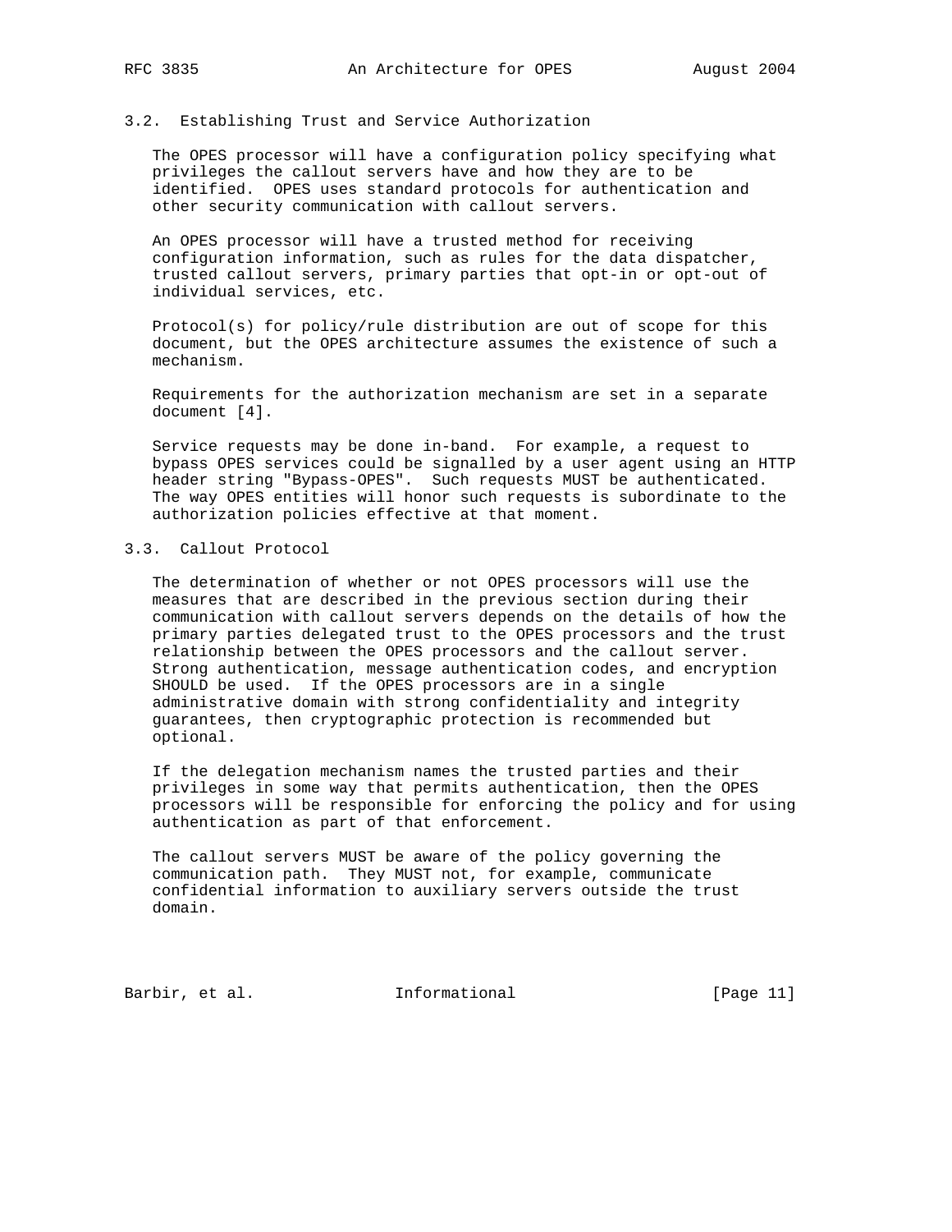### 3.2. Establishing Trust and Service Authorization

The OPES processor will have a configuration policy specifying what privileges the callout servers have and how they are to be identified. OPES uses standard protocols for authentication and other security communication with callout servers.

An OPES processor will have a trusted method for receiving configuration information, such as rules for the data dispatcher, trusted callout servers, primary parties that opt-in or opt-out of individual services, etc.

Protocol(s) for policy/rule distribution are out of scope for this document, but the OPES architecture assumes the existence of such a mechanism.

Requirements for the authorization mechanism are set in a separate document [4].

Service requests may be done in-band. For example, a request to bypass OPES services could be signalled by a user agent using an HTTP header string "Bypass-OPES". Such requests MUST be authenticated. The way OPES entities will honor such requests is subordinate to the authorization policies effective at that moment.

### 3.3. Callout Protocol

The determination of whether or not OPES processors will use the measures that are described in the previous section during their communication with callout servers depends on the details of how the primary parties delegated trust to the OPES processors and the trust relationship between the OPES processors and the callout server. Strong authentication, message authentication codes, and encryption SHOULD be used. If the OPES processors are in a single administrative domain with strong confidentiality and integrity guarantees, then cryptographic protection is recommended but optional.

If the delegation mechanism names the trusted parties and their privileges in some way that permits authentication, then the OPES processors will be responsible for enforcing the policy and for using authentication as part of that enforcement.

The callout servers MUST be aware of the policy governing the communication path. They MUST not, for example, communicate confidential information to auxiliary servers outside the trust domain.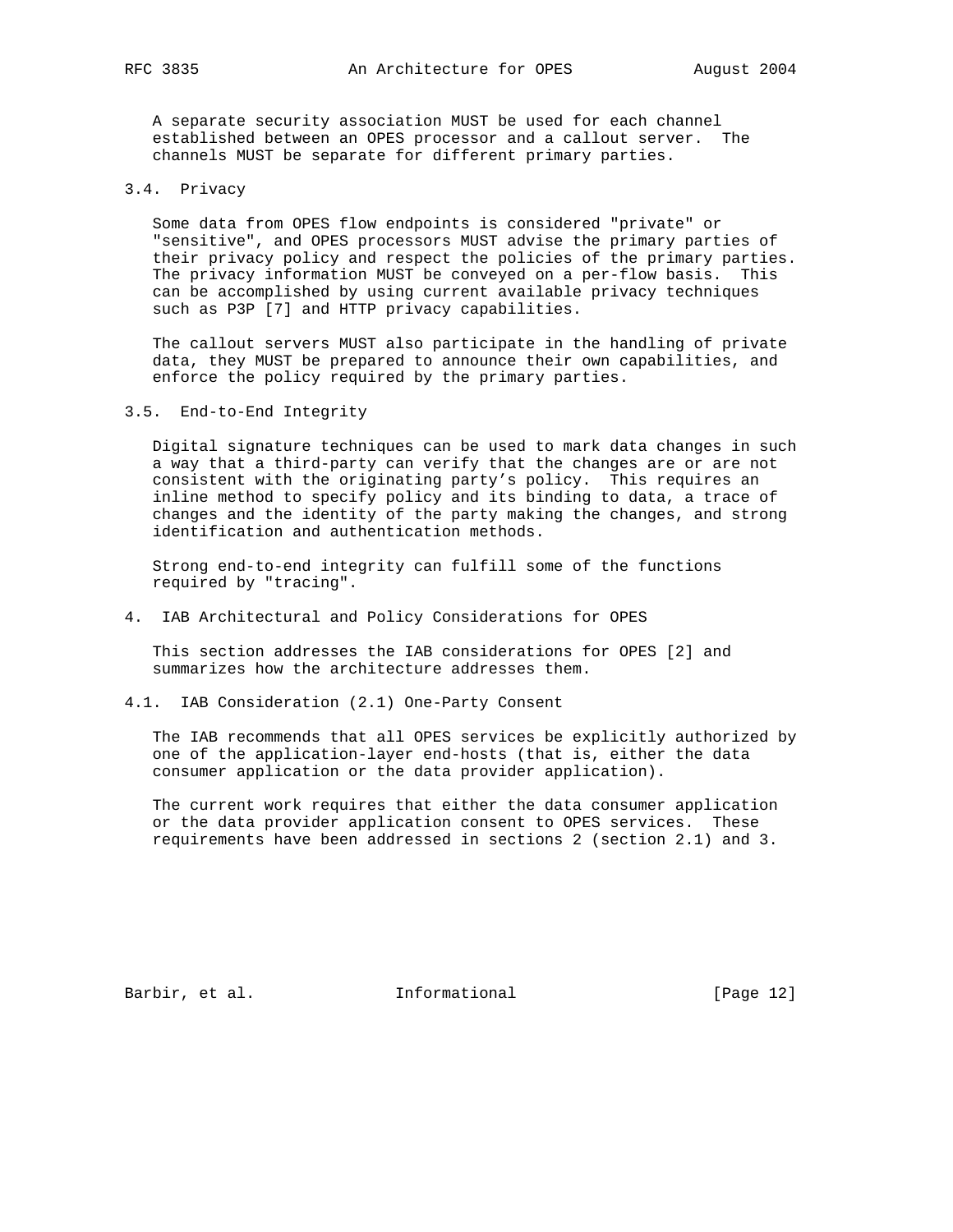A separate security association MUST be used for each channel established between an OPES processor and a callout server. The channels MUST be separate for different primary parties.

### 3.4. Privacy

Some data from OPES flow endpoints is considered "private" or "sensitive", and OPES processors MUST advise the primary parties of their privacy policy and respect the policies of the primary parties. The privacy information MUST be conveyed on a per-flow basis. This can be accomplished by using current available privacy techniques such as P3P [7] and HTTP privacy capabilities.

The callout servers MUST also participate in the handling of private data, they MUST be prepared to announce their own capabilities, and enforce the policy required by the primary parties.

### 3.5. End-to-End Integrity

Digital signature techniques can be used to mark data changes in such a way that a third-party can verify that the changes are or are not consistent with the originating party's policy. This requires an inline method to specify policy and its binding to data, a trace of changes and the identity of the party making the changes, and strong identification and authentication methods.

Strong end-to-end integrity can fulfill some of the functions required by "tracing".

## 4. IAB Architectural and Policy Considerations for OPES

This section addresses the IAB considerations for OPES [2] and summarizes how the architecture addresses them.

### 4.1. IAB Consideration (2.1) One-Party Consent

The IAB recommends that all OPES services be explicitly authorized by one of the application-layer end-hosts (that is, either the data consumer application or the data provider application).

The current work requires that either the data consumer application or the data provider application consent to OPES services. These requirements have been addressed in sections 2 (section 2.1) and 3.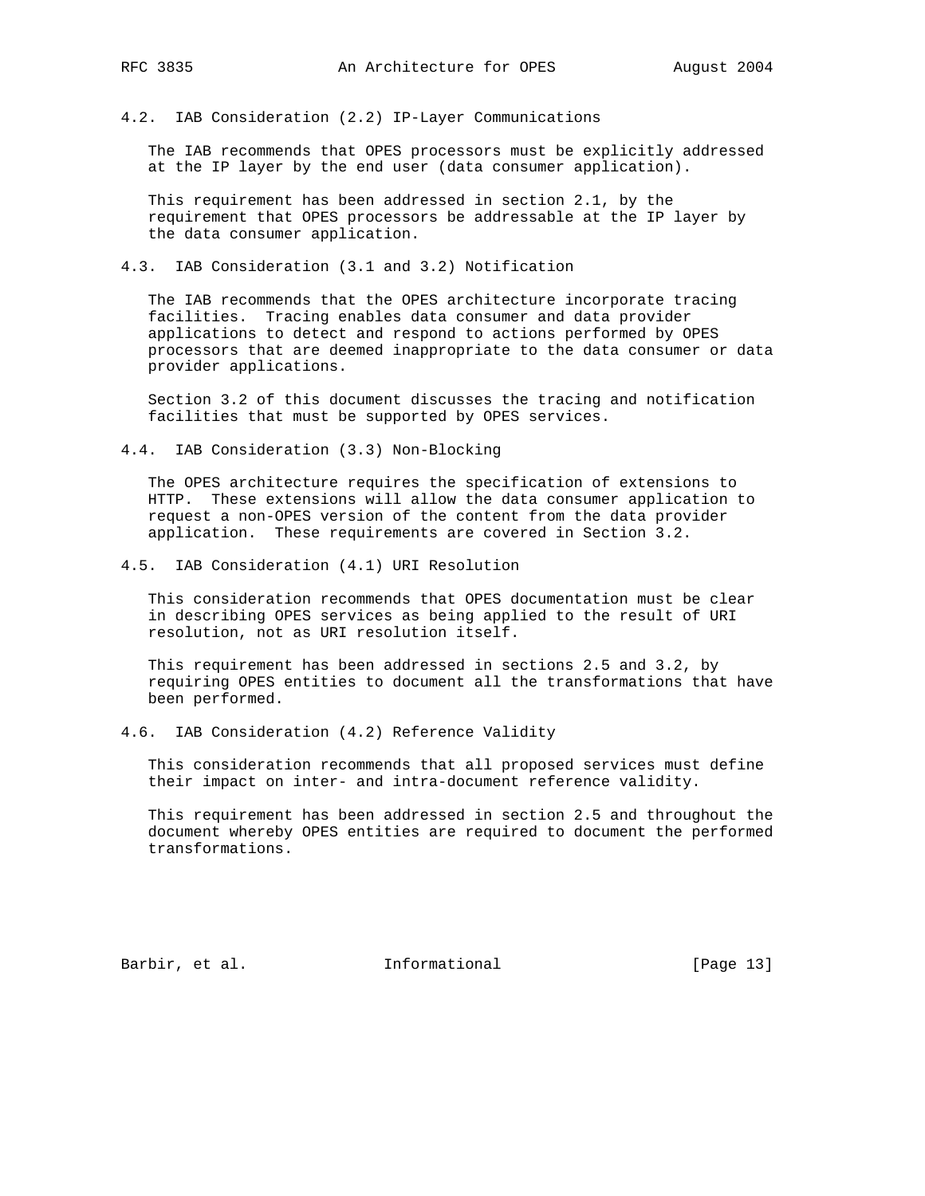### 4.2. IAB Consideration (2.2) IP-Layer Communications

The IAB recommends that OPES processors must be explicitly addressed at the IP layer by the end user (data consumer application).

This requirement has been addressed in section 2.1, by the requirement that OPES processors be addressable at the IP layer by the data consumer application.

### 4.3. IAB Consideration (3.1 and 3.2) Notification

The IAB recommends that the OPES architecture incorporate tracing facilities. Tracing enables data consumer and data provider applications to detect and respond to actions performed by OPES processors that are deemed inappropriate to the data consumer or data provider applications.

Section 3.2 of this document discusses the tracing and notification facilities that must be supported by OPES services.

### 4.4. IAB Consideration (3.3) Non-Blocking

The OPES architecture requires the specification of extensions to HTTP. These extensions will allow the data consumer application to request a non-OPES version of the content from the data provider application. These requirements are covered in Section 3.2.

### 4.5. IAB Consideration (4.1) URI Resolution

This consideration recommends that OPES documentation must be clear in describing OPES services as being applied to the result of URI resolution, not as URI resolution itself.

This requirement has been addressed in sections 2.5 and 3.2, by requiring OPES entities to document all the transformations that have been performed.

### 4.6. IAB Consideration (4.2) Reference Validity

This consideration recommends that all proposed services must define their impact on inter- and intra-document reference validity.

This requirement has been addressed in section 2.5 and throughout the document whereby OPES entities are required to document the performed transformations.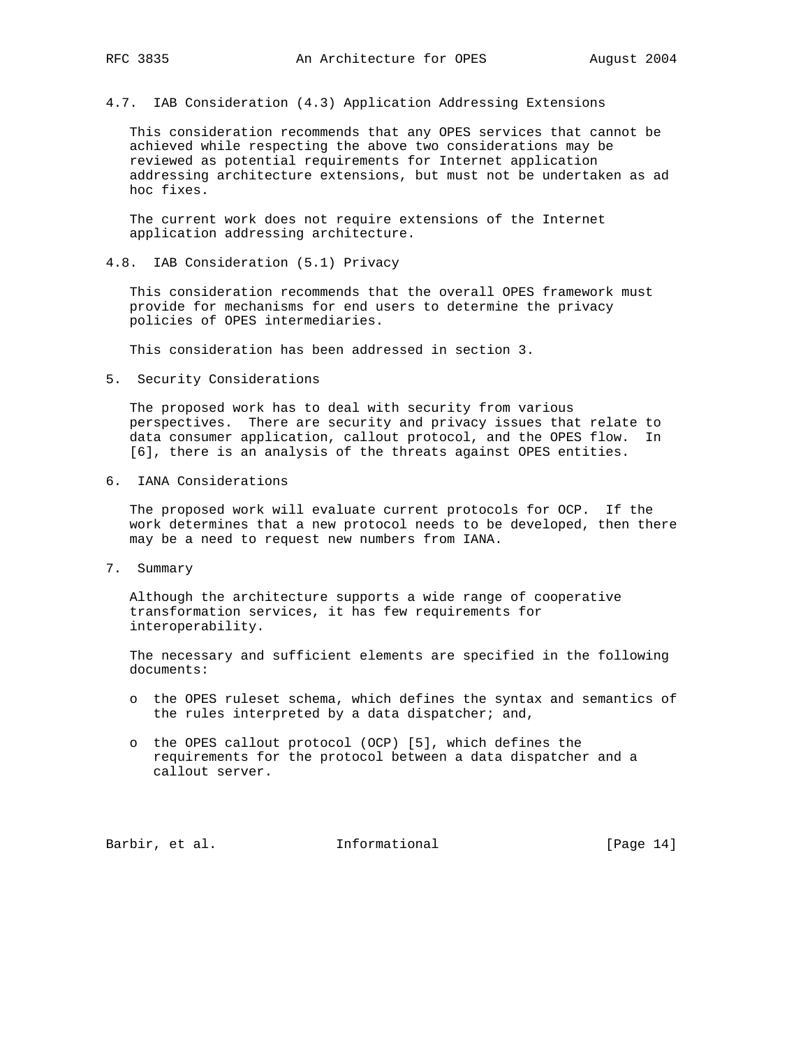### 4.7. IAB Consideration (4.3) Application Addressing Extensions

This consideration recommends that any OPES services that cannot be achieved while respecting the above two considerations may be reviewed as potential requirements for Internet application addressing architecture extensions, but must not be undertaken as ad hoc fixes.

The current work does not require extensions of the Internet application addressing architecture.

### 4.8. IAB Consideration (5.1) Privacy

This consideration recommends that the overall OPES framework must provide for mechanisms for end users to determine the privacy policies of OPES intermediaries.

This consideration has been addressed in section 3.

## 5. Security Considerations

The proposed work has to deal with security from various perspectives. There are security and privacy issues that relate to data consumer application, callout protocol, and the OPES flow. In [6], there is an analysis of the threats against OPES entities.

## 6. IANA Considerations

The proposed work will evaluate current protocols for OCP. If the work determines that a new protocol needs to be developed, then there may be a need to request new numbers from IANA.

## 7. Summary

Although the architecture supports a wide range of cooperative transformation services, it has few requirements for interoperability.

The necessary and sufficient elements are specified in the following documents:

- the OPES ruleset schema, which defines the syntax and semantics of the rules interpreted by a data dispatcher; and,
- the OPES callout protocol (OCP) [5], which defines the requirements for the protocol between a data dispatcher and a callout server.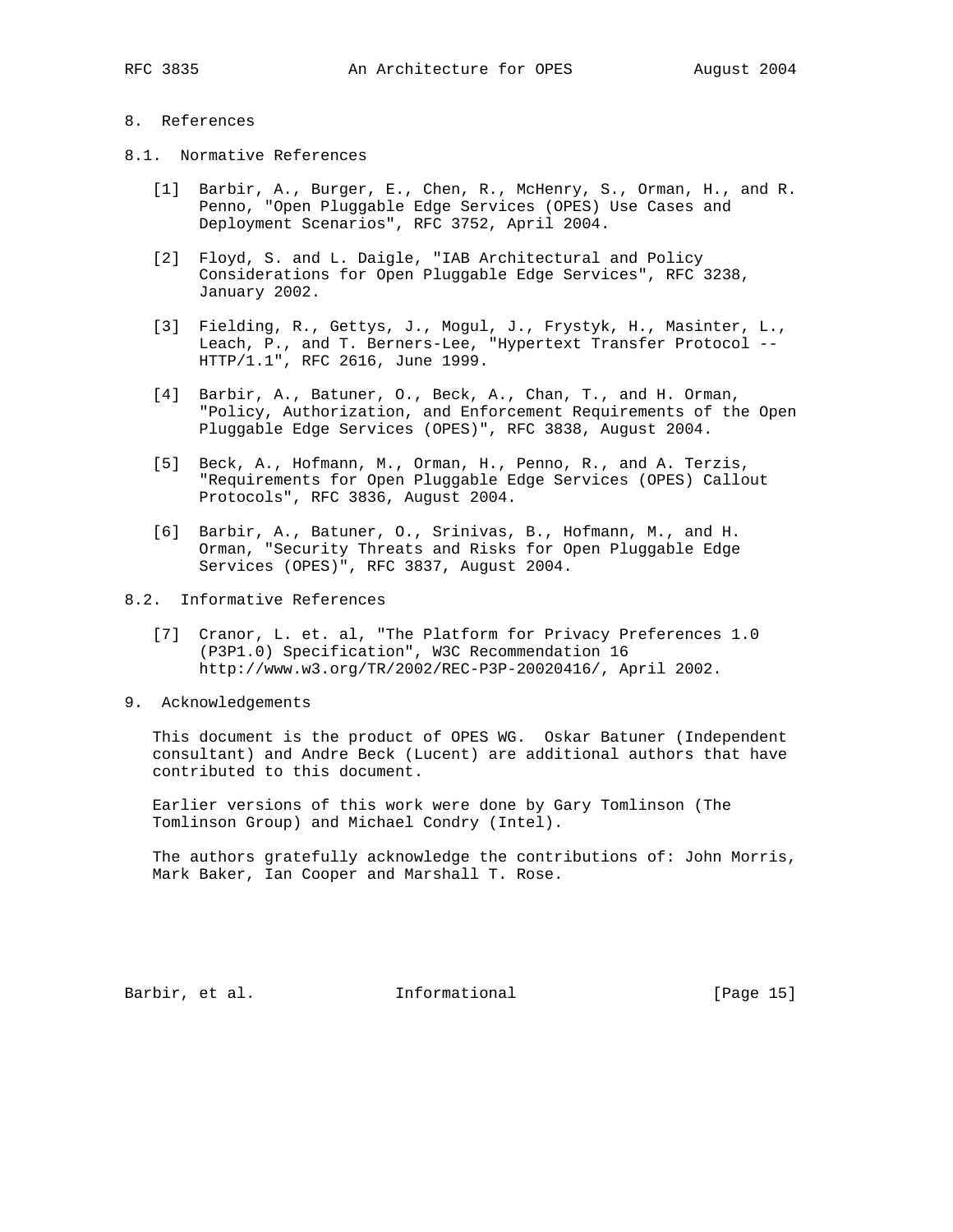## 8. References

### 8.1. Normative References

[1] Barbir, A., Burger, E., Chen, R., McHenry, S., Orman, H., and R. Penno, "Open Pluggable Edge Services (OPES) Use Cases and Deployment Scenarios", RFC 3752, April 2004.

[2] Floyd, S. and L. Daigle, "IAB Architectural and Policy Considerations for Open Pluggable Edge Services", RFC 3238, January 2002.

[3] Fielding, R., Gettys, J., Mogul, J., Frystyk, H., Masinter, L., Leach, P., and T. Berners-Lee, "Hypertext Transfer Protocol -- HTTP/1.1", RFC 2616, June 1999.

[4] Barbir, A., Batuner, O., Beck, A., Chan, T., and H. Orman, "Policy, Authorization, and Enforcement Requirements of the Open Pluggable Edge Services (OPES)", RFC 3838, August 2004.

[5] Beck, A., Hofmann, M., Orman, H., Penno, R., and A. Terzis, "Requirements for Open Pluggable Edge Services (OPES) Callout Protocols", RFC 3836, August 2004.

[6] Barbir, A., Batuner, O., Srinivas, B., Hofmann, M., and H. Orman, "Security Threats and Risks for Open Pluggable Edge Services (OPES)", RFC 3837, August 2004.

### 8.2. Informative References

[7] Cranor, L. et. al, "The Platform for Privacy Preferences 1.0 (P3P1.0) Specification", W3C Recommendation 16 http://www.w3.org/TR/2002/REC-P3P-20020416/, April 2002.

## 9. Acknowledgements

This document is the product of OPES WG. Oskar Batuner (Independent consultant) and Andre Beck (Lucent) are additional authors that have contributed to this document.

Earlier versions of this work were done by Gary Tomlinson (The Tomlinson Group) and Michael Condry (Intel).

The authors gratefully acknowledge the contributions of: John Morris, Mark Baker, Ian Cooper and Marshall T. Rose.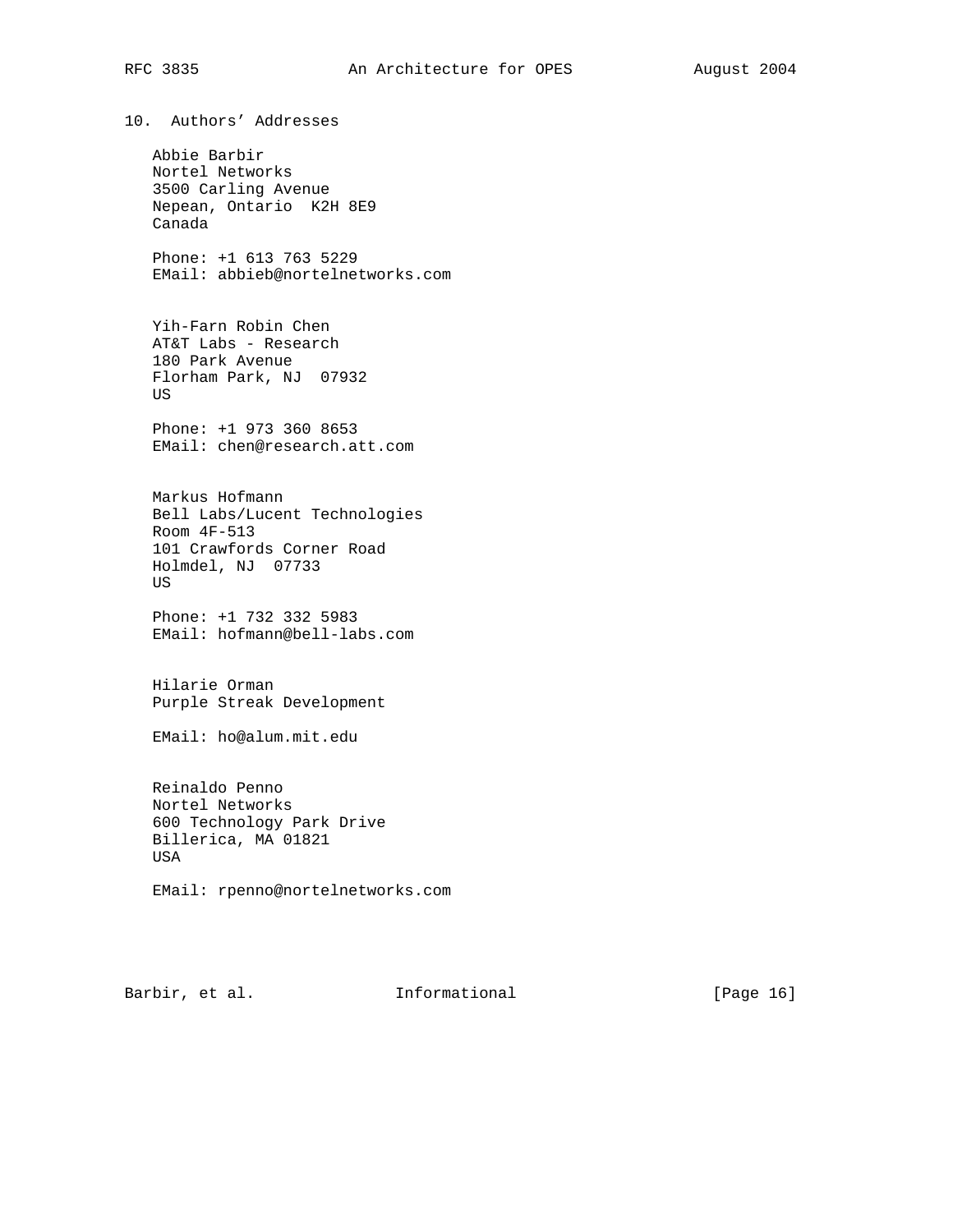## 10. Authors' Addresses

Abbie Barbir
Nortel Networks
3500 Carling Avenue
Nepean, Ontario  K2H 8E9
Canada

Phone: +1 613 763 5229
EMail: abbieb@nortelnetworks.com

Yih-Farn Robin Chen
AT&T Labs - Research
180 Park Avenue
Florham Park, NJ  07932
US

Phone: +1 973 360 8653
EMail: chen@research.att.com

Markus Hofmann
Bell Labs/Lucent Technologies
Room 4F-513
101 Crawfords Corner Road
Holmdel, NJ  07733
US

Phone: +1 732 332 5983
EMail: hofmann@bell-labs.com

Hilarie Orman
Purple Streak Development

EMail: ho@alum.mit.edu

Reinaldo Penno
Nortel Networks
600 Technology Park Drive
Billerica, MA 01821
USA

EMail: rpenno@nortelnetworks.com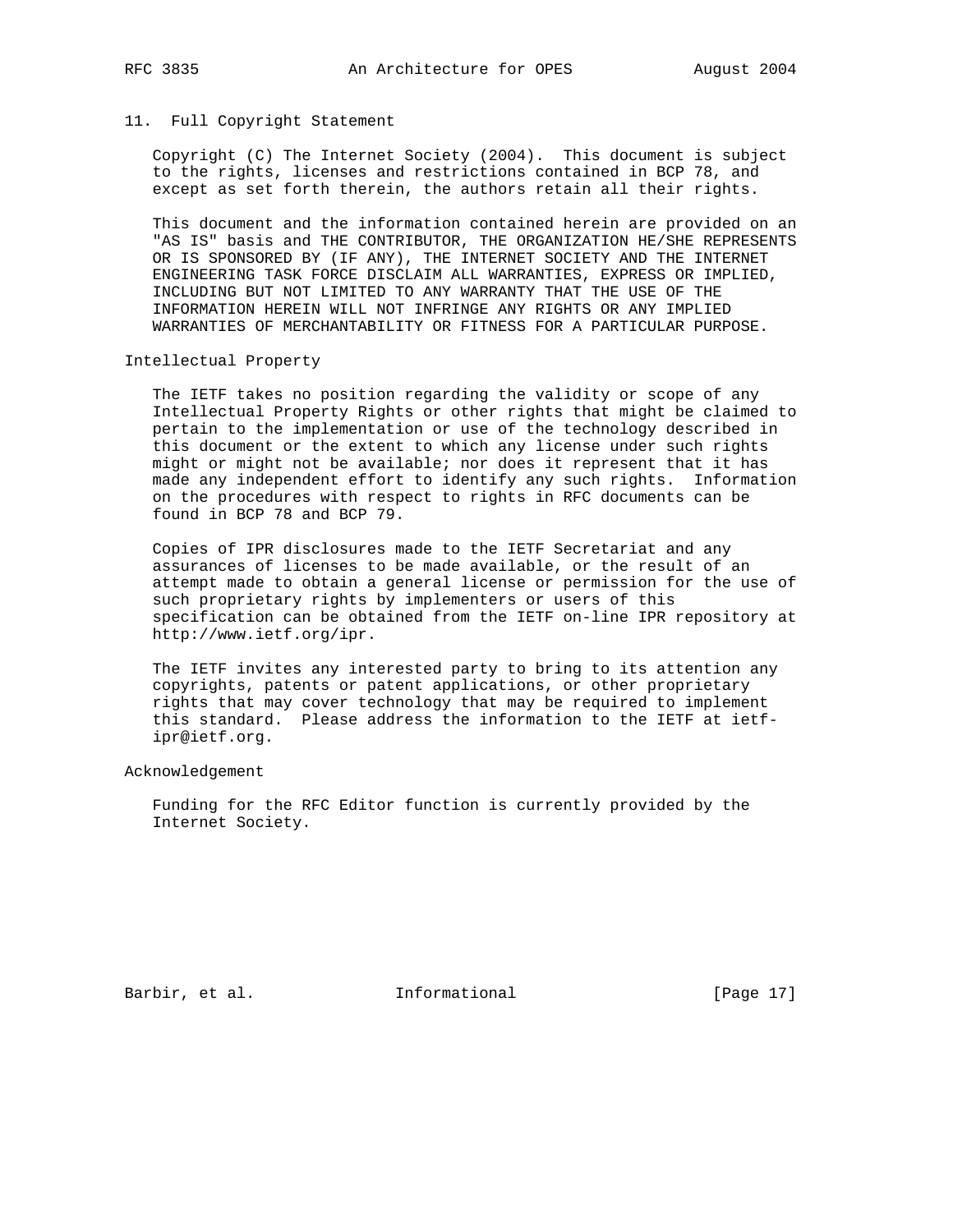## 11. Full Copyright Statement

Copyright (C) The Internet Society (2004). This document is subject to the rights, licenses and restrictions contained in BCP 78, and except as set forth therein, the authors retain all their rights.

This document and the information contained herein are provided on an "AS IS" basis and THE CONTRIBUTOR, THE ORGANIZATION HE/SHE REPRESENTS OR IS SPONSORED BY (IF ANY), THE INTERNET SOCIETY AND THE INTERNET ENGINEERING TASK FORCE DISCLAIM ALL WARRANTIES, EXPRESS OR IMPLIED, INCLUDING BUT NOT LIMITED TO ANY WARRANTY THAT THE USE OF THE INFORMATION HEREIN WILL NOT INFRINGE ANY RIGHTS OR ANY IMPLIED WARRANTIES OF MERCHANTABILITY OR FITNESS FOR A PARTICULAR PURPOSE.

## Intellectual Property

The IETF takes no position regarding the validity or scope of any Intellectual Property Rights or other rights that might be claimed to pertain to the implementation or use of the technology described in this document or the extent to which any license under such rights might or might not be available; nor does it represent that it has made any independent effort to identify any such rights. Information on the procedures with respect to rights in RFC documents can be found in BCP 78 and BCP 79.

Copies of IPR disclosures made to the IETF Secretariat and any assurances of licenses to be made available, or the result of an attempt made to obtain a general license or permission for the use of such proprietary rights by implementers or users of this specification can be obtained from the IETF on-line IPR repository at http://www.ietf.org/ipr.

The IETF invites any interested party to bring to its attention any copyrights, patents or patent applications, or other proprietary rights that may cover technology that may be required to implement this standard. Please address the information to the IETF at ietf-ipr@ietf.org.

## Acknowledgement

Funding for the RFC Editor function is currently provided by the Internet Society.